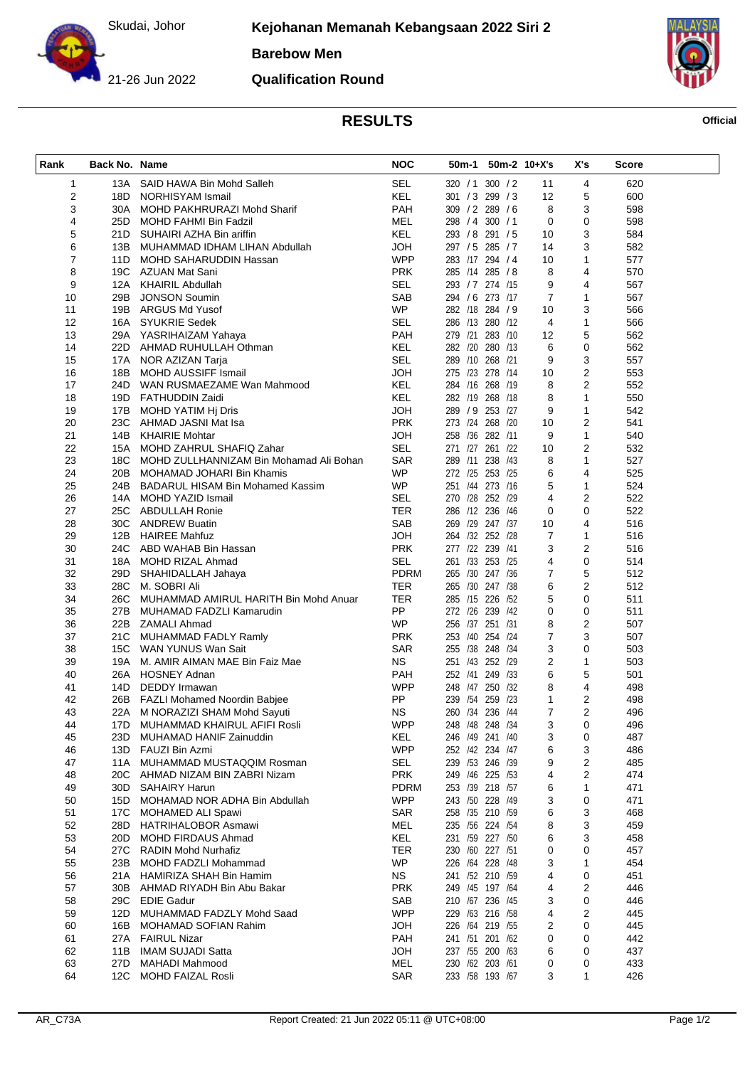Skudai, Johor

21-26 Jun 2022

# Kejohanan Memanah Kebangsaan 2022 Siri 2

## Barebow Men

## Qualification Round

# RESULTS

Official

| Rank | Back No. | Name | NOC | 50m-1 | 50m-2 | 10+X's | X's | Score |
|---|---|---|---|---|---|---|---|---|
| 1 | 13A | SAID HAWA Bin Mohd Salleh | SEL | 320 / 1 | 300 / 2 | 11 | 4 | 620 |
| 2 | 18D | NORHISYAM Ismail | KEL | 301 / 3 | 299 / 3 | 12 | 5 | 600 |
| 3 | 30A | MOHD PAKHRURAZI Mohd Sharif | PAH | 309 / 2 | 289 / 6 | 8 | 3 | 598 |
| 4 | 25D | MOHD FAHMI Bin Fadzil | MEL | 298 / 4 | 300 / 1 | 0 | 0 | 598 |
| 5 | 21D | SUHAIRI AZHA Bin ariffin | KEL | 293 / 8 | 291 / 5 | 10 | 3 | 584 |
| 6 | 13B | MUHAMMAD IDHAM LIHAN Abdullah | JOH | 297 / 5 | 285 / 7 | 14 | 3 | 582 |
| 7 | 11D | MOHD SAHARUDDIN Hassan | WPP | 283 /17 | 294 / 4 | 10 | 1 | 577 |
| 8 | 19C | AZUAN Mat Sani | PRK | 285 /14 | 285 / 8 | 8 | 4 | 570 |
| 9 | 12A | KHAIRIL Abdullah | SEL | 293 / 7 | 274 /15 | 9 | 4 | 567 |
| 10 | 29B | JONSON Soumin | SAB | 294 / 6 | 273 /17 | 7 | 1 | 567 |
| 11 | 19B | ARGUS Md Yusof | WP | 282 /18 | 284 / 9 | 10 | 3 | 566 |
| 12 | 16A | SYUKRIE Sedek | SEL | 286 /13 | 280 /12 | 4 | 1 | 566 |
| 13 | 29A | YASRIHAIZAM Yahaya | PAH | 279 /21 | 283 /10 | 12 | 5 | 562 |
| 14 | 22D | AHMAD RUHULLAH Othman | KEL | 282 /20 | 280 /13 | 6 | 0 | 562 |
| 15 | 17A | NOR AZIZAN Tarja | SEL | 289 /10 | 268 /21 | 9 | 3 | 557 |
| 16 | 18B | MOHD AUSSIFF Ismail | JOH | 275 /23 | 278 /14 | 10 | 2 | 553 |
| 17 | 24D | WAN RUSMAEZAME Wan Mahmood | KEL | 284 /16 | 268 /19 | 8 | 2 | 552 |
| 18 | 19D | FATHUDDIN Zaidi | KEL | 282 /19 | 268 /18 | 8 | 1 | 550 |
| 19 | 17B | MOHD YATIM Hj Dris | JOH | 289 / 9 | 253 /27 | 9 | 1 | 542 |
| 20 | 23C | AHMAD JASNI Mat Isa | PRK | 273 /24 | 268 /20 | 10 | 2 | 541 |
| 21 | 14B | KHAIRIE Mohtar | JOH | 258 /36 | 282 /11 | 9 | 1 | 540 |
| 22 | 15A | MOHD ZAHRUL SHAFIQ Zahar | SEL | 271 /27 | 261 /22 | 10 | 2 | 532 |
| 23 | 18C | MOHD ZULLHANNIZAM Bin Mohamad Ali Bohan | SAR | 289 /11 | 238 /43 | 8 | 1 | 527 |
| 24 | 20B | MOHAMAD JOHARI Bin Khamis | WP | 272 /25 | 253 /25 | 6 | 4 | 525 |
| 25 | 24B | BADARUL HISAM Bin Mohamed Kassim | WP | 251 /44 | 273 /16 | 5 | 1 | 524 |
| 26 | 14A | MOHD YAZID Ismail | SEL | 270 /28 | 252 /29 | 4 | 2 | 522 |
| 27 | 25C | ABDULLAH Ronie | TER | 286 /12 | 236 /46 | 0 | 0 | 522 |
| 28 | 30C | ANDREW Buatin | SAB | 269 /29 | 247 /37 | 10 | 4 | 516 |
| 29 | 12B | HAIREE Mahfuz | JOH | 264 /32 | 252 /28 | 7 | 1 | 516 |
| 30 | 24C | ABD WAHAB Bin Hassan | PRK | 277 /22 | 239 /41 | 3 | 2 | 516 |
| 31 | 18A | MOHD RIZAL Ahmad | SEL | 261 /33 | 253 /25 | 4 | 0 | 514 |
| 32 | 29D | SHAHIDALLAH Jahaya | PDRM | 265 /30 | 247 /36 | 7 | 5 | 512 |
| 33 | 28C | M. SOBRI Ali | TER | 265 /30 | 247 /38 | 6 | 2 | 512 |
| 34 | 26C | MUHAMMAD AMIRUL HARITH Bin Mohd Anuar | TER | 285 /15 | 226 /52 | 5 | 0 | 511 |
| 35 | 27B | MUHAMAD FADZLI Kamarudin | PP | 272 /26 | 239 /42 | 0 | 0 | 511 |
| 36 | 22B | ZAMALI Ahmad | WP | 256 /37 | 251 /31 | 8 | 2 | 507 |
| 37 | 21C | MUHAMMAD FADLY Ramly | PRK | 253 /40 | 254 /24 | 7 | 3 | 507 |
| 38 | 15C | WAN YUNUS Wan Sait | SAR | 255 /38 | 248 /34 | 3 | 0 | 503 |
| 39 | 19A | M. AMIR AIMAN MAE Bin Faiz Mae | NS | 251 /43 | 252 /29 | 2 | 1 | 503 |
| 40 | 26A | HOSNEY Adnan | PAH | 252 /41 | 249 /33 | 6 | 5 | 501 |
| 41 | 14D | DEDDY Irmawan | WPP | 248 /47 | 250 /32 | 8 | 4 | 498 |
| 42 | 26B | FAZLI Mohamed Noordin Babjee | PP | 239 /54 | 259 /23 | 1 | 2 | 498 |
| 43 | 22A | M NORAZIZI SHAM Mohd Sayuti | NS | 260 /34 | 236 /44 | 7 | 2 | 496 |
| 44 | 17D | MUHAMMAD KHAIRUL AFIFI Rosli | WPP | 248 /48 | 248 /34 | 3 | 0 | 496 |
| 45 | 23D | MUHAMAD HANIF Zainuddin | KEL | 246 /49 | 241 /40 | 3 | 0 | 487 |
| 46 | 13D | FAUZI Bin Azmi | WPP | 252 /42 | 234 /47 | 6 | 3 | 486 |
| 47 | 11A | MUHAMMAD MUSTAQQIM Rosman | SEL | 239 /53 | 246 /39 | 9 | 2 | 485 |
| 48 | 20C | AHMAD NIZAM BIN ZABRI Nizam | PRK | 249 /46 | 225 /53 | 4 | 2 | 474 |
| 49 | 30D | SAHAIRY Harun | PDRM | 253 /39 | 218 /57 | 6 | 1 | 471 |
| 50 | 15D | MOHAMAD NOR ADHA Bin Abdullah | WPP | 243 /50 | 228 /49 | 3 | 0 | 471 |
| 51 | 17C | MOHAMED ALI Spawi | SAR | 258 /35 | 210 /59 | 6 | 3 | 468 |
| 52 | 28D | HATRIHALOBOR Asmawi | MEL | 235 /56 | 224 /54 | 8 | 3 | 459 |
| 53 | 20D | MOHD FIRDAUS Ahmad | KEL | 231 /59 | 227 /50 | 6 | 3 | 458 |
| 54 | 27C | RADIN Mohd Nurhafiz | TER | 230 /60 | 227 /51 | 0 | 0 | 457 |
| 55 | 23B | MOHD FADZLI Mohammad | WP | 226 /64 | 228 /48 | 3 | 1 | 454 |
| 56 | 21A | HAMIRIZA SHAH Bin Hamim | NS | 241 /52 | 210 /59 | 4 | 0 | 451 |
| 57 | 30B | AHMAD RIYADH Bin Abu Bakar | PRK | 249 /45 | 197 /64 | 4 | 2 | 446 |
| 58 | 29C | EDIE Gadur | SAB | 210 /67 | 236 /45 | 3 | 0 | 446 |
| 59 | 12D | MUHAMMAD FADZLY Mohd Saad | WPP | 229 /63 | 216 /58 | 4 | 2 | 445 |
| 60 | 16B | MOHAMAD SOFIAN Rahim | JOH | 226 /64 | 219 /55 | 2 | 0 | 445 |
| 61 | 27A | FAIRUL Nizar | PAH | 241 /51 | 201 /62 | 0 | 0 | 442 |
| 62 | 11B | IMAM SUJADI Satta | JOH | 237 /55 | 200 /63 | 6 | 0 | 437 |
| 63 | 27D | MAHADI Mahmood | MEL | 230 /62 | 203 /61 | 0 | 0 | 433 |
| 64 | 12C | MOHD FAIZAL Rosli | SAR | 233 /58 | 193 /67 | 3 | 1 | 426 |

AR_C73A Report Created: 21 Jun 2022 05:11 @ UTC+08:00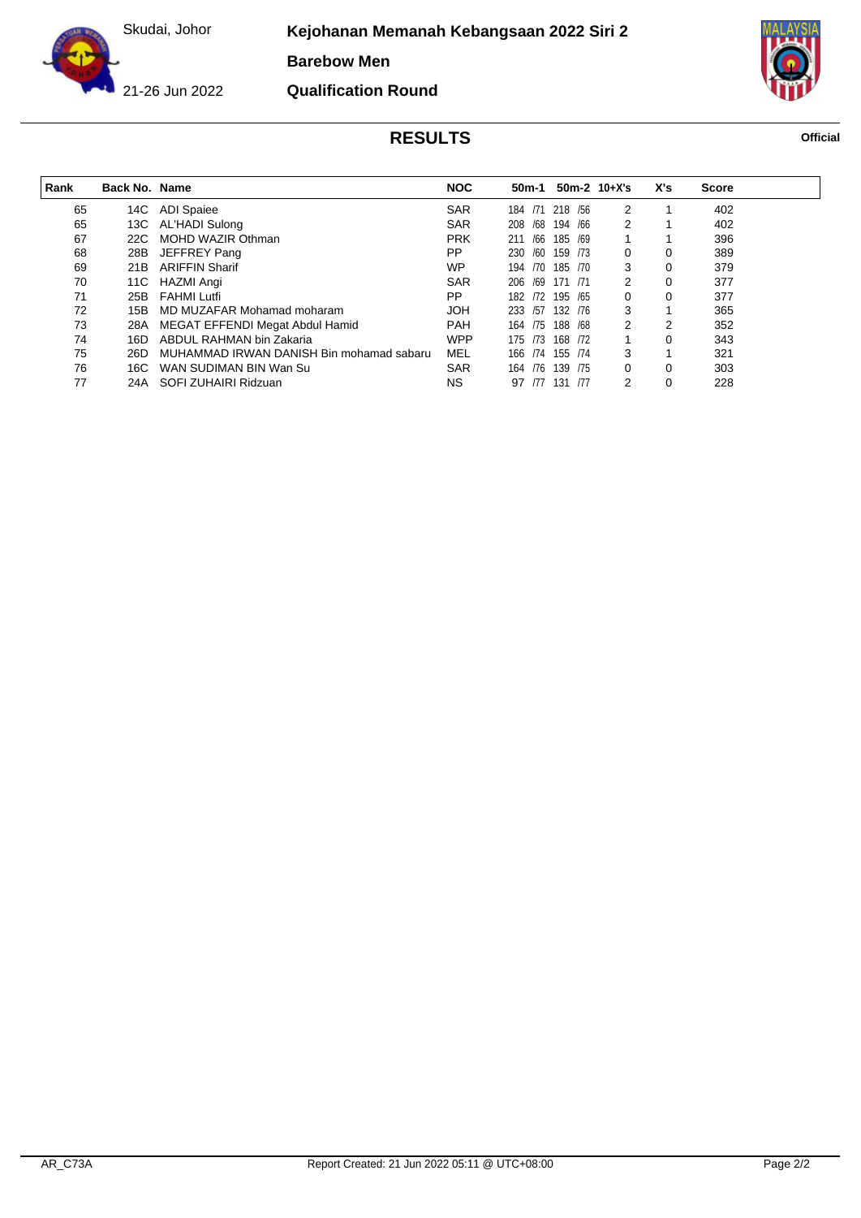Skudai, Johor

21-26 Jun 2022

**Kejohanan Memanah Kebangsaan 2022 Siri 2**

**Barebow Men**

**Qualification Round**

## RESULTS

**Official**

| Rank | Back No. | Name | NOC | 50m-1 | 50m-2 | 10+X's | X's | Score |
|---|---|---|---|---|---|---|---|---|
| 65 | 14C | ADI Spaiee | SAR | 184 /71 | 218 /56 | 2 | 1 | 402 |
| 65 | 13C | AL'HADI Sulong | SAR | 208 /68 | 194 /66 | 2 | 1 | 402 |
| 67 | 22C | MOHD WAZIR Othman | PRK | 211 /66 | 185 /69 | 1 | 1 | 396 |
| 68 | 28B | JEFFREY Pang | PP | 230 /60 | 159 /73 | 0 | 0 | 389 |
| 69 | 21B | ARIFFIN Sharif | WP | 194 /70 | 185 /70 | 3 | 0 | 379 |
| 70 | 11C | HAZMI Angi | SAR | 206 /69 | 171 /71 | 2 | 0 | 377 |
| 71 | 25B | FAHMI Lutfi | PP | 182 /72 | 195 /65 | 0 | 0 | 377 |
| 72 | 15B | MD MUZAFAR Mohamad moharam | JOH | 233 /57 | 132 /76 | 3 | 1 | 365 |
| 73 | 28A | MEGAT EFFENDI Megat Abdul Hamid | PAH | 164 /75 | 188 /68 | 2 | 2 | 352 |
| 74 | 16D | ABDUL RAHMAN bin Zakaria | WPP | 175 /73 | 168 /72 | 1 | 0 | 343 |
| 75 | 26D | MUHAMMAD IRWAN DANISH Bin mohamad sabaru | MEL | 166 /74 | 155 /74 | 3 | 1 | 321 |
| 76 | 16C | WAN SUDIMAN BIN Wan Su | SAR | 164 /76 | 139 /75 | 0 | 0 | 303 |
| 77 | 24A | SOFI ZUHAIRI Ridzuan | NS | 97 /77 | 131 /77 | 2 | 0 | 228 |

AR_C73A

Report Created: 21 Jun 2022 05:11 @ UTC+08:00